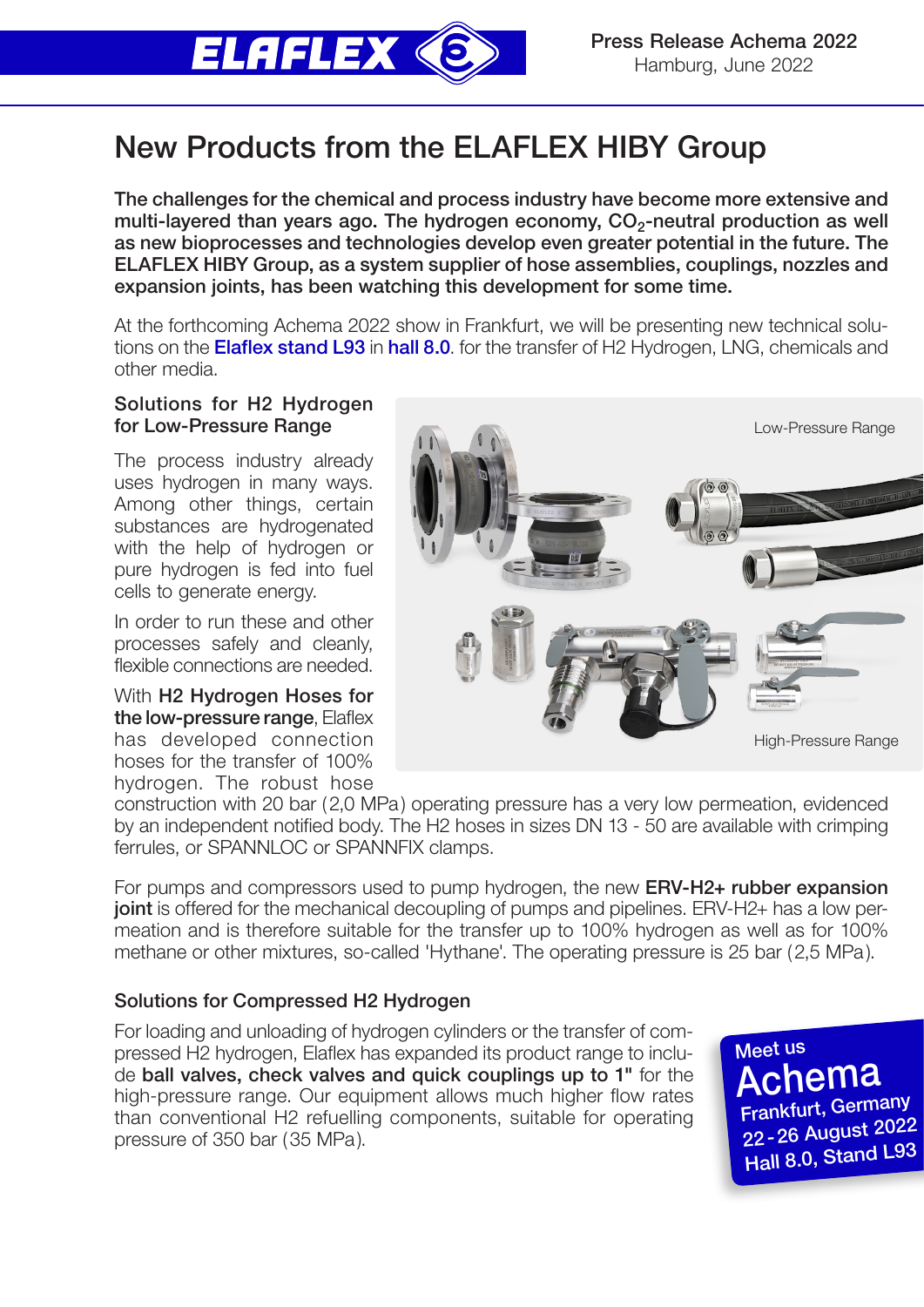Press Release Achema 2022
Hamburg, June 2022

# New Products from the ELAFLEX HIBY Group

**The challenges for the chemical and process industry have become more extensive and multi-layered than years ago. The hydrogen economy, $CO_2$-neutral production as well as new bioprocesses and technologies develop even greater potential in the future. The ELAFLEX HIBY Group, as a system supplier of hose assemblies, couplings, nozzles and expansion joints, has been watching this development for some time.**

At the forthcoming Achema 2022 show in Frankfurt, we will be presenting new technical solutions on the **Elaflex stand L93** in **hall 8.0**. for the transfer of H2 Hydrogen, LNG, chemicals and other media.

## Solutions for H2 Hydrogen for Low-Pressure Range

The process industry already uses hydrogen in many ways. Among other things, certain substances are hydrogenated with the help of hydrogen or pure hydrogen is fed into fuel cells to generate energy.

In order to run these and other processes safely and cleanly, flexible connections are needed.

With **H2 Hydrogen Hoses for the low-pressure range**, Elaflex has developed connection hoses for the transfer of 100% hydrogen. The robust hose construction with 20 bar (2,0 MPa) operating pressure has a very low permeation, evidenced by an independent notified body. The H2 hoses in sizes DN 13 - 50 are available with crimping ferrules, or SPANNLOC or SPANNFIX clamps.

Low-Pressure Range

High-Pressure Range

For pumps and compressors used to pump hydrogen, the new **ERV-H2+ rubber expansion joint** is offered for the mechanical decoupling of pumps and pipelines. ERV-H2+ has a low permeation and is therefore suitable for the transfer up to 100% hydrogen as well as for 100% methane or other mixtures, so-called 'Hythane'. The operating pressure is 25 bar (2,5 MPa).

## Solutions for Compressed H2 Hydrogen

For loading and unloading of hydrogen cylinders or the transfer of compressed H2 hydrogen, Elaflex has expanded its product range to include **ball valves, check valves and quick couplings up to 1"** for the high-pressure range. Our equipment allows much higher flow rates than conventional H2 refuelling components, suitable for operating pressure of 350 bar (35 MPa).

Meet us
**Achema**
Frankfurt, Germany
22 - 26 August 2022
Hall 8.0, Stand L93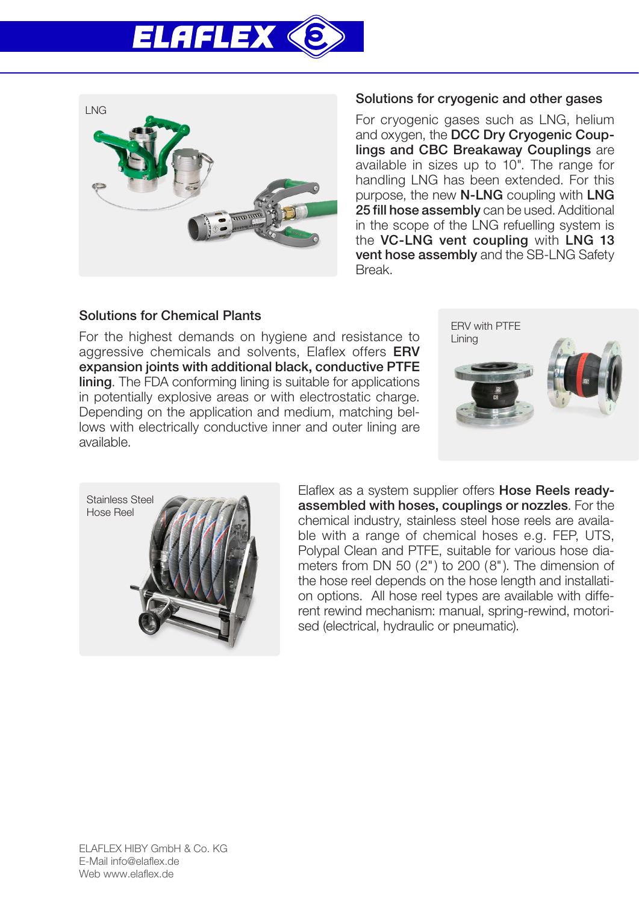LNG

## Solutions for cryogenic and other gases

For cryogenic gases such as LNG, helium and oxygen, the **DCC Dry Cryogenic Couplings and CBC Breakaway Couplings** are available in sizes up to 10". The range for handling LNG has been extended. For this purpose, the new **N-LNG** coupling with **LNG 25 fill hose assembly** can be used. Additional in the scope of the LNG refuelling system is the **VC-LNG vent coupling** with **LNG 13 vent hose assembly** and the SB-LNG Safety Break.

## Solutions for Chemical Plants

For the highest demands on hygiene and resistance to aggressive chemicals and solvents, Elaflex offers **ERV expansion joints with additional black, conductive PTFE lining**. The FDA conforming lining is suitable for applications in potentially explosive areas or with electrostatic charge. Depending on the application and medium, matching bellows with electrically conductive inner and outer lining are available.

ERV with PTFE Lining

Stainless Steel Hose Reel

Elaflex as a system supplier offers **Hose Reels ready-assembled with hoses, couplings or nozzles**. For the chemical industry, stainless steel hose reels are available with a range of chemical hoses e.g. FEP, UTS, Polypal Clean and PTFE, suitable for various hose diameters from DN 50 (2") to 200 (8"). The dimension of the hose reel depends on the hose length and installation options. All hose reel types are available with different rewind mechanism: manual, spring-rewind, motorised (electrical, hydraulic or pneumatic).

ELAFLEX HIBY GmbH & Co. KG
E-Mail info@elaflex.de
Web www.elaflex.de